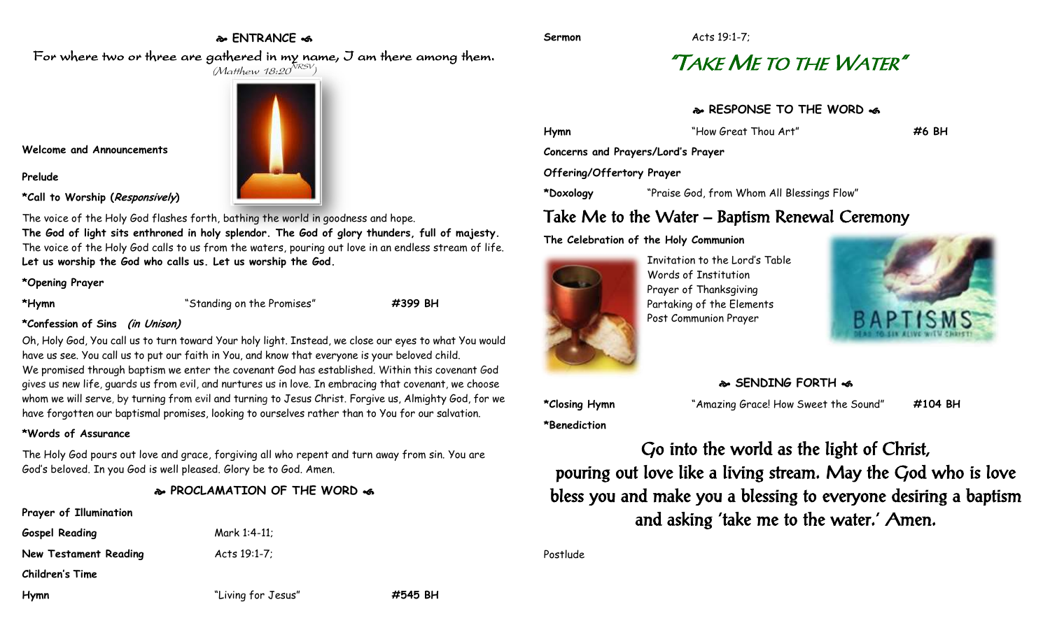## ENTRANCE

*For where two or three are gathered in my name, I am there among them.*
*(Matthew 18:20 NRSV)*

**Welcome and Announcements**

**Prelude**

**\*Call to Worship (*Responsively*)**

The voice of the Holy God flashes forth, bathing the world in goodness and hope.
**The God of light sits enthroned in holy splendor. The God of glory thunders, full of majesty.**
The voice of the Holy God calls to us from the waters, pouring out love in an endless stream of life.
**Let us worship the God who calls us. Let us worship the God.**

**\*Opening Prayer**

**\*Hymn** "Standing on the Promises" **#399 BH**

**\*Confession of Sins (*in Unison*)**

Oh, Holy God, You call us to turn toward Your holy light. Instead, we close our eyes to what You would have us see. You call us to put our faith in You, and know that everyone is your beloved child.
We promised through baptism we enter the covenant God has established. Within this covenant God gives us new life, guards us from evil, and nurtures us in love. In embracing that covenant, we choose whom we will serve, by turning from evil and turning to Jesus Christ. Forgive us, Almighty God, for we have forgotten our baptismal promises, looking to ourselves rather than to You for our salvation.

**\*Words of Assurance**

The Holy God pours out love and grace, forgiving all who repent and turn away from sin. You are God's beloved. In you God is well pleased. Glory be to God. Amen.

## PROCLAMATION OF THE WORD

**Prayer of Illumination**

**Gospel Reading** Mark 1:4-11;

**New Testament Reading** Acts 19:1-7;

**Children's Time**

**Hymn** "Living for Jesus" **#545 BH**

**Sermon** Acts 19:1-7;

# "TAKE ME TO THE WATER"

## RESPONSE TO THE WORD

**Hymn** "How Great Thou Art" **#6 BH**

**Concerns and Prayers/Lord's Prayer**

**Offering/Offertory Prayer**

**\*Doxology** "Praise God, from Whom All Blessings Flow"

## Take Me to the Water – Baptism Renewal Ceremony

**The Celebration of the Holy Communion**

Invitation to the Lord's Table
Words of Institution
Prayer of Thanksgiving
Partaking of the Elements
Post Communion Prayer

## SENDING FORTH

**\*Closing Hymn** "Amazing Grace! How Sweet the Sound" **#104 BH**

**\*Benediction**

Go into the world as the light of Christ,
pouring out love like a living stream. May the God who is love bless you and make you a blessing to everyone desiring a baptism and asking 'take me to the water.' Amen.

Postlude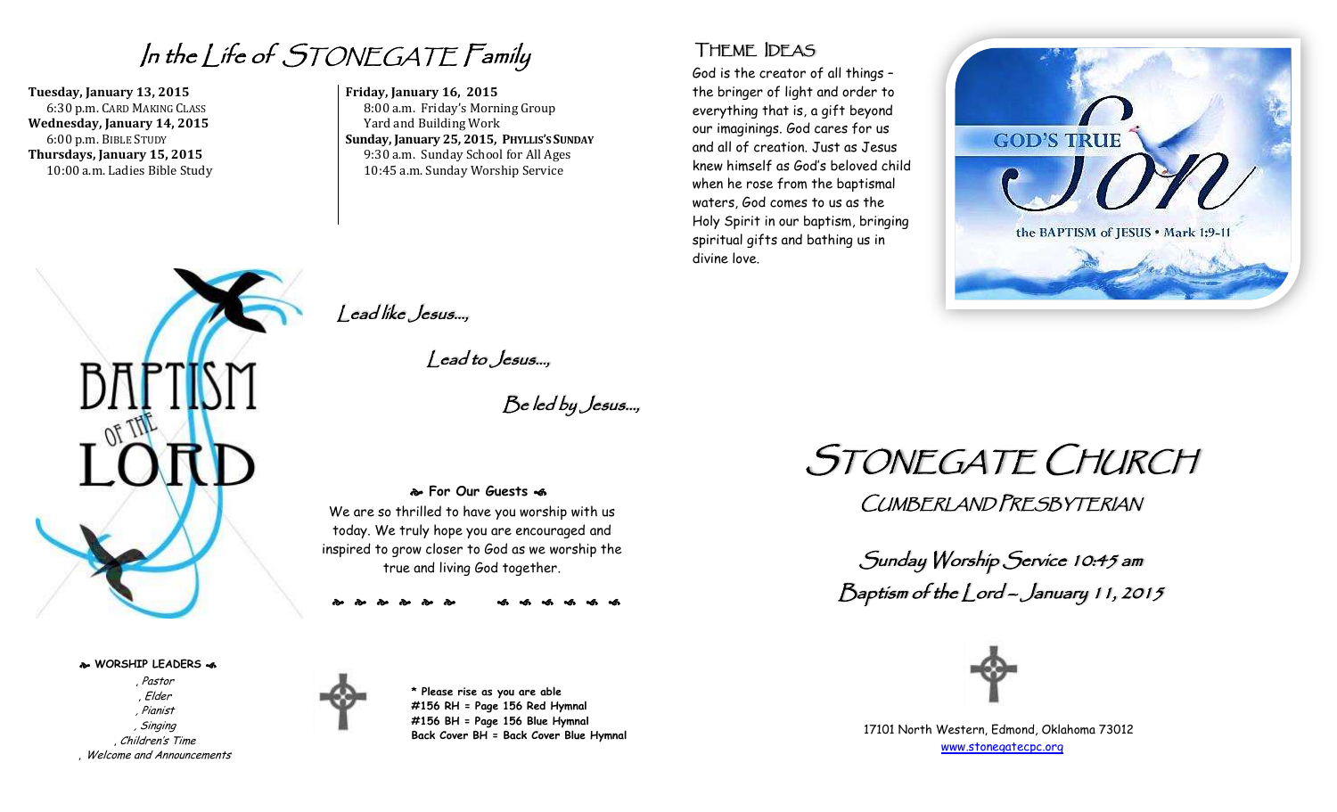# In the Life of STONEGATE Family

**Tuesday, January 13, 2015**
6:30 p.m. CARD MAKING CLASS
**Wednesday, January 14, 2015**
6:00 p.m. BIBLE STUDY
**Thursdays, January 15, 2015**
10:00 a.m. Ladies Bible Study

**Friday, January 16, 2015**
8:00 a.m. Friday's Morning Group
Yard and Building Work
**Sunday, January 25, 2015, PHYLLIS'S SUNDAY**
9:30 a.m. Sunday School for All Ages
10:45 a.m. Sunday Worship Service

*Lead like Jesus...,*

*Lead to Jesus...,*

*Be led by Jesus...,*

**For Our Guests**

We are so thrilled to have you worship with us today. We truly hope you are encouraged and inspired to grow closer to God as we worship the true and living God together.

**WORSHIP LEADERS**

*, Pastor*
*, Elder*
*, Pianist*
*, Singing*
*, Children's Time*
*, Welcome and Announcements*

**\* Please rise as you are able**
**#156 RH = Page 156 Red Hymnal**
**#156 BH = Page 156 Blue Hymnal**
**Back Cover BH = Back Cover Blue Hymnal**

## Theme Ideas

God is the creator of all things – the bringer of light and order to everything that is, a gift beyond our imaginings. God cares for us and all of creation. Just as Jesus knew himself as God's beloved child when he rose from the baptismal waters, God comes to us as the Holy Spirit in our baptism, bringing spiritual gifts and bathing us in divine love.

# STONEGATE CHURCH

## CUMBERLAND PRESBYTERIAN

*Sunday Worship Service 10:45 am*
*Baptism of the Lord – January 11, 2015*

17101 North Western, Edmond, Oklahoma 73012
www.stonegatecpc.org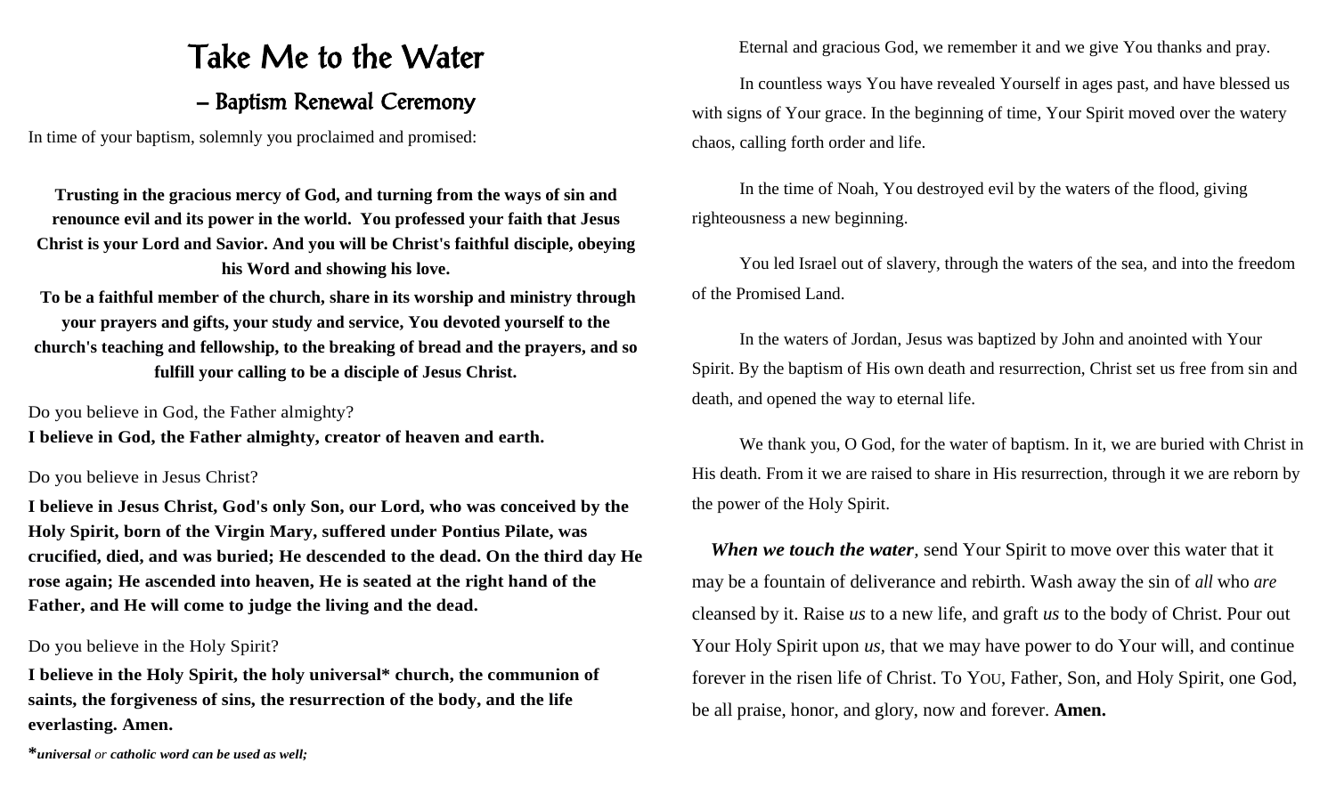# Take Me to the Water

## – Baptism Renewal Ceremony

In time of your baptism, solemnly you proclaimed and promised:

**Trusting in the gracious mercy of God, and turning from the ways of sin and renounce evil and its power in the world. You professed your faith that Jesus Christ is your Lord and Savior. And you will be Christ's faithful disciple, obeying his Word and showing his love.**

**To be a faithful member of the church, share in its worship and ministry through your prayers and gifts, your study and service, You devoted yourself to the church's teaching and fellowship, to the breaking of bread and the prayers, and so fulfill your calling to be a disciple of Jesus Christ.**

Do you believe in God, the Father almighty?
**I believe in God, the Father almighty, creator of heaven and earth.**

Do you believe in Jesus Christ?

**I believe in Jesus Christ, God's only Son, our Lord, who was conceived by the Holy Spirit, born of the Virgin Mary, suffered under Pontius Pilate, was crucified, died, and was buried; He descended to the dead. On the third day He rose again; He ascended into heaven, He is seated at the right hand of the Father, and He will come to judge the living and the dead.**

Do you believe in the Holy Spirit?

**I believe in the Holy Spirit, the holy universal* church, the communion of saints, the forgiveness of sins, the resurrection of the body, and the life everlasting. Amen.**

***universal** *or* **catholic word can be used as well;***

Eternal and gracious God, we remember it and we give You thanks and pray.

In countless ways You have revealed Yourself in ages past, and have blessed us with signs of Your grace. In the beginning of time, Your Spirit moved over the watery chaos, calling forth order and life.

In the time of Noah, You destroyed evil by the waters of the flood, giving righteousness a new beginning.

You led Israel out of slavery, through the waters of the sea, and into the freedom of the Promised Land.

In the waters of Jordan, Jesus was baptized by John and anointed with Your Spirit. By the baptism of His own death and resurrection, Christ set us free from sin and death, and opened the way to eternal life.

We thank you, O God, for the water of baptism. In it, we are buried with Christ in His death. From it we are raised to share in His resurrection, through it we are reborn by the power of the Holy Spirit.

***When we touch the water***, send Your Spirit to move over this water that it may be a fountain of deliverance and rebirth. Wash away the sin of *all* who *are* cleansed by it. Raise *us* to a new life, and graft *us* to the body of Christ. Pour out Your Holy Spirit upon *us*, that we may have power to do Your will, and continue forever in the risen life of Christ. To YOU, Father, Son, and Holy Spirit, one God, be all praise, honor, and glory, now and forever. **Amen.**